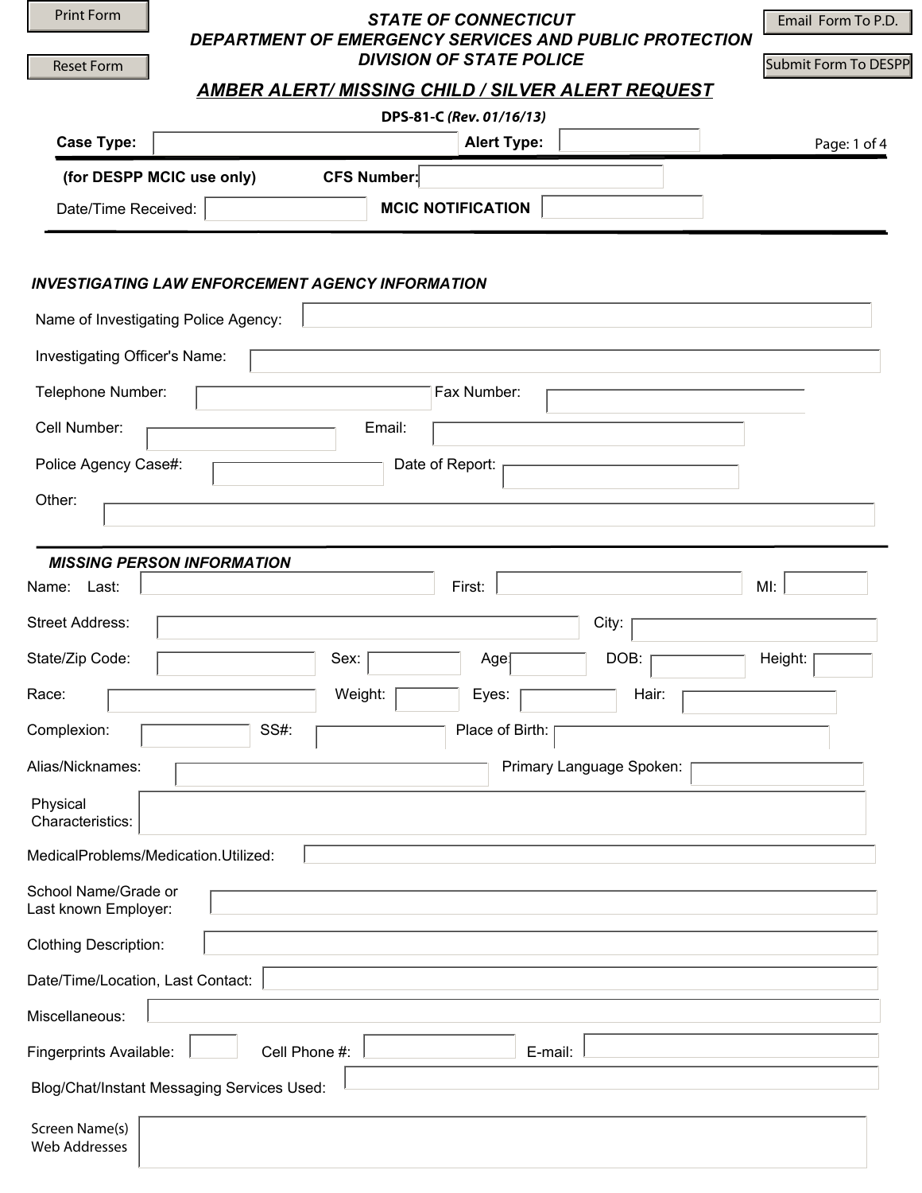Print Form

Reset Form

Email Form To P.D.

Submit Form To DESPP

# STATE OF CONNECTICUT
# DEPARTMENT OF EMERGENCY SERVICES AND PUBLIC PROTECTION
# DIVISION OF STATE POLICE

## *AMBER ALERT/ MISSING CHILD / SILVER ALERT REQUEST*

**DPS-81-C** *(Rev. 01/16/13)*

**Case Type:** ______ **Alert Type:** ______

**(for DESPP MCIC use only)** **CFS Number:** ______

Date/Time Received: ______ **MCIC NOTIFICATION** ______

### *INVESTIGATING LAW ENFORCEMENT AGENCY INFORMATION*

Name of Investigating Police Agency: ______

Investigating Officer's Name: ______

Telephone Number: ______ Fax Number: ______

Cell Number: ______ Email: ______

Police Agency Case#: ______ Date of Report: ______

Other: ______

### *MISSING PERSON INFORMATION*

Name: Last: ______ First: ______ MI: ______

Street Address: ______ City: ______

State/Zip Code: ______ Sex: ______ Age: ______ DOB: ______ Height: ______

Race: ______ Weight: ______ Eyes: ______ Hair: ______

Complexion: ______ SS#: ______ Place of Birth: ______

Alias/Nicknames: ______ Primary Language Spoken: ______

Physical Characteristics: ______

MedicalProblems/Medication.Utilized: ______

School Name/Grade or Last known Employer: ______

Clothing Description: ______

Date/Time/Location, Last Contact: ______

Miscellaneous: ______

Fingerprints Available: ______ Cell Phone #: ______ E-mail: ______

Blog/Chat/Instant Messaging Services Used: ______

Screen Name(s) Web Addresses ______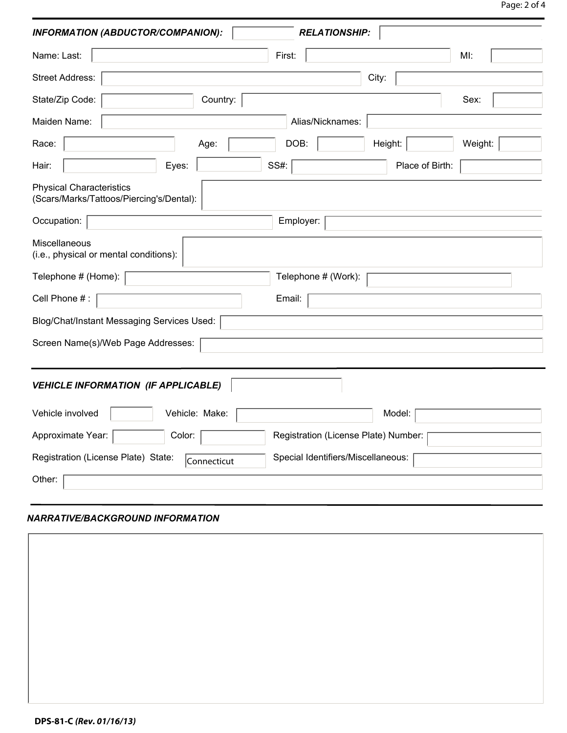***INFORMATION (ABDUCTOR/COMPANION):*** 

***RELATIONSHIP:*** 

Name: Last: 

First: 

MI: 

Street Address: 

City: 

State/Zip Code: 

Country: 

Sex: 

Maiden Name: 

Alias/Nicknames: 

Race: 

Age: 

DOB: 

Height: 

Weight: 

Hair: 

Eyes: 

SS#: 

Place of Birth: 

Physical Characteristics (Scars/Marks/Tattoos/Piercing's/Dental): 

Occupation: 

Employer: 

Miscellaneous (i.e., physical or mental conditions): 

Telephone # (Home): 

Telephone # (Work): 

Cell Phone # : 

Email: 

Blog/Chat/Instant Messaging Services Used: 

Screen Name(s)/Web Page Addresses: 

---

***VEHICLE INFORMATION (IF APPLICABLE)*** 

Vehicle involved 

Vehicle: Make: 

Model: 

Approximate Year: 

Color: 

Registration (License Plate) Number: 

Registration (License Plate) State: Connecticut

Special Identifiers/Miscellaneous: 

Other: 

---

***NARRATIVE/BACKGROUND INFORMATION***

**DPS-81-C** ***(Rev. 01/16/13)***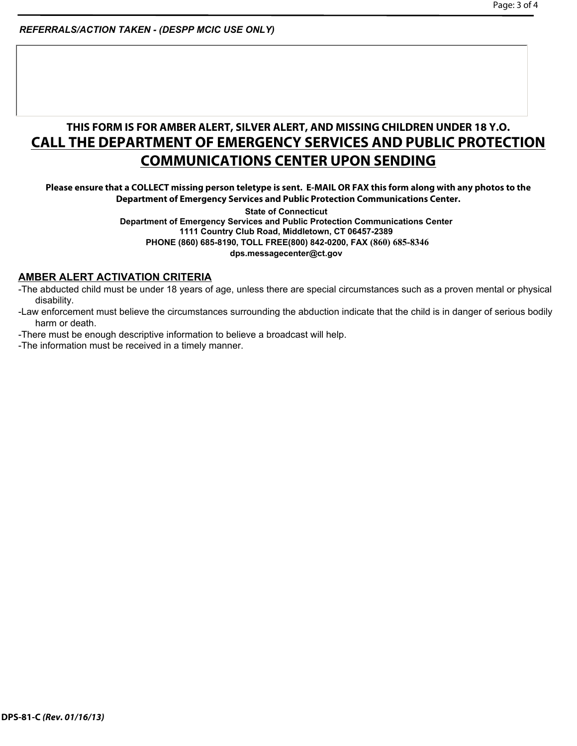*REFERRALS/ACTION TAKEN - (DESPP MCIC USE ONLY)*

**THIS FORM IS FOR AMBER ALERT, SILVER ALERT, AND MISSING CHILDREN UNDER 18 Y.O.**

## CALL THE DEPARTMENT OF EMERGENCY SERVICES AND PUBLIC PROTECTION COMMUNICATIONS CENTER UPON SENDING

**Please ensure that a COLLECT missing person teletype is sent. E-MAIL OR FAX this form along with any photos to the Department of Emergency Services and Public Protection Communications Center.**

**State of Connecticut**
**Department of Emergency Services and Public Protection Communications Center**
**1111 Country Club Road, Middletown, CT 06457-2389**
**PHONE (860) 685-8190, TOLL FREE(800) 842-0200, FAX (860) 685-8346**
**dps.messagecenter@ct.gov**

### AMBER ALERT ACTIVATION CRITERIA

-The abducted child must be under 18 years of age, unless there are special circumstances such as a proven mental or physical disability.
-Law enforcement must believe the circumstances surrounding the abduction indicate that the child is in danger of serious bodily harm or death.
-There must be enough descriptive information to believe a broadcast will help.
-The information must be received in a timely manner.

DPS-81-C *(Rev. 01/16/13)*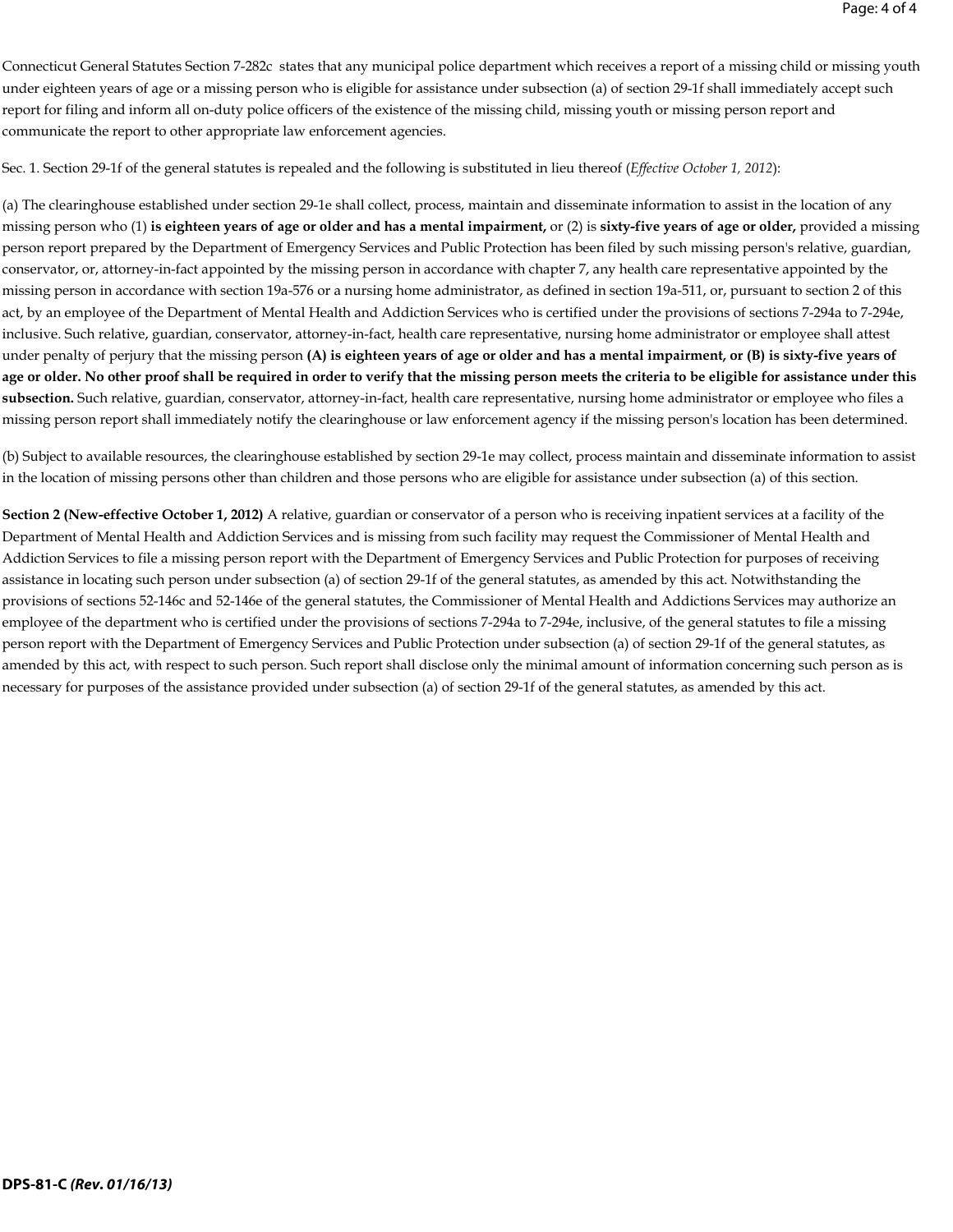Connecticut General Statutes Section 7-282c states that any municipal police department which receives a report of a missing child or missing youth under eighteen years of age or a missing person who is eligible for assistance under subsection (a) of section 29-1f shall immediately accept such report for filing and inform all on-duty police officers of the existence of the missing child, missing youth or missing person report and communicate the report to other appropriate law enforcement agencies.

Sec. 1. Section 29-1f of the general statutes is repealed and the following is substituted in lieu thereof (*Effective October 1, 2012*):

(a) The clearinghouse established under section 29-1e shall collect, process, maintain and disseminate information to assist in the location of any missing person who (1) **is eighteen years of age or older and has a mental impairment,** or (2) is **sixty-five years of age or older,** provided a missing person report prepared by the Department of Emergency Services and Public Protection has been filed by such missing person's relative, guardian, conservator, or, attorney-in-fact appointed by the missing person in accordance with chapter 7, any health care representative appointed by the missing person in accordance with section 19a-576 or a nursing home administrator, as defined in section 19a-511, or, pursuant to section 2 of this act, by an employee of the Department of Mental Health and Addiction Services who is certified under the provisions of sections 7-294a to 7-294e, inclusive. Such relative, guardian, conservator, attorney-in-fact, health care representative, nursing home administrator or employee shall attest under penalty of perjury that the missing person **(A) is eighteen years of age or older and has a mental impairment, or (B) is sixty-five years of age or older. No other proof shall be required in order to verify that the missing person meets the criteria to be eligible for assistance under this subsection.** Such relative, guardian, conservator, attorney-in-fact, health care representative, nursing home administrator or employee who files a missing person report shall immediately notify the clearinghouse or law enforcement agency if the missing person's location has been determined.

(b) Subject to available resources, the clearinghouse established by section 29-1e may collect, process maintain and disseminate information to assist in the location of missing persons other than children and those persons who are eligible for assistance under subsection (a) of this section.

**Section 2 (New-effective October 1, 2012)** A relative, guardian or conservator of a person who is receiving inpatient services at a facility of the Department of Mental Health and Addiction Services and is missing from such facility may request the Commissioner of Mental Health and Addiction Services to file a missing person report with the Department of Emergency Services and Public Protection for purposes of receiving assistance in locating such person under subsection (a) of section 29-1f of the general statutes, as amended by this act. Notwithstanding the provisions of sections 52-146c and 52-146e of the general statutes, the Commissioner of Mental Health and Addictions Services may authorize an employee of the department who is certified under the provisions of sections 7-294a to 7-294e, inclusive, of the general statutes to file a missing person report with the Department of Emergency Services and Public Protection under subsection (a) of section 29-1f of the general statutes, as amended by this act, with respect to such person. Such report shall disclose only the minimal amount of information concerning such person as is necessary for purposes of the assistance provided under subsection (a) of section 29-1f of the general statutes, as amended by this act.

**DPS-81-C** ***(Rev. 01/16/13)***